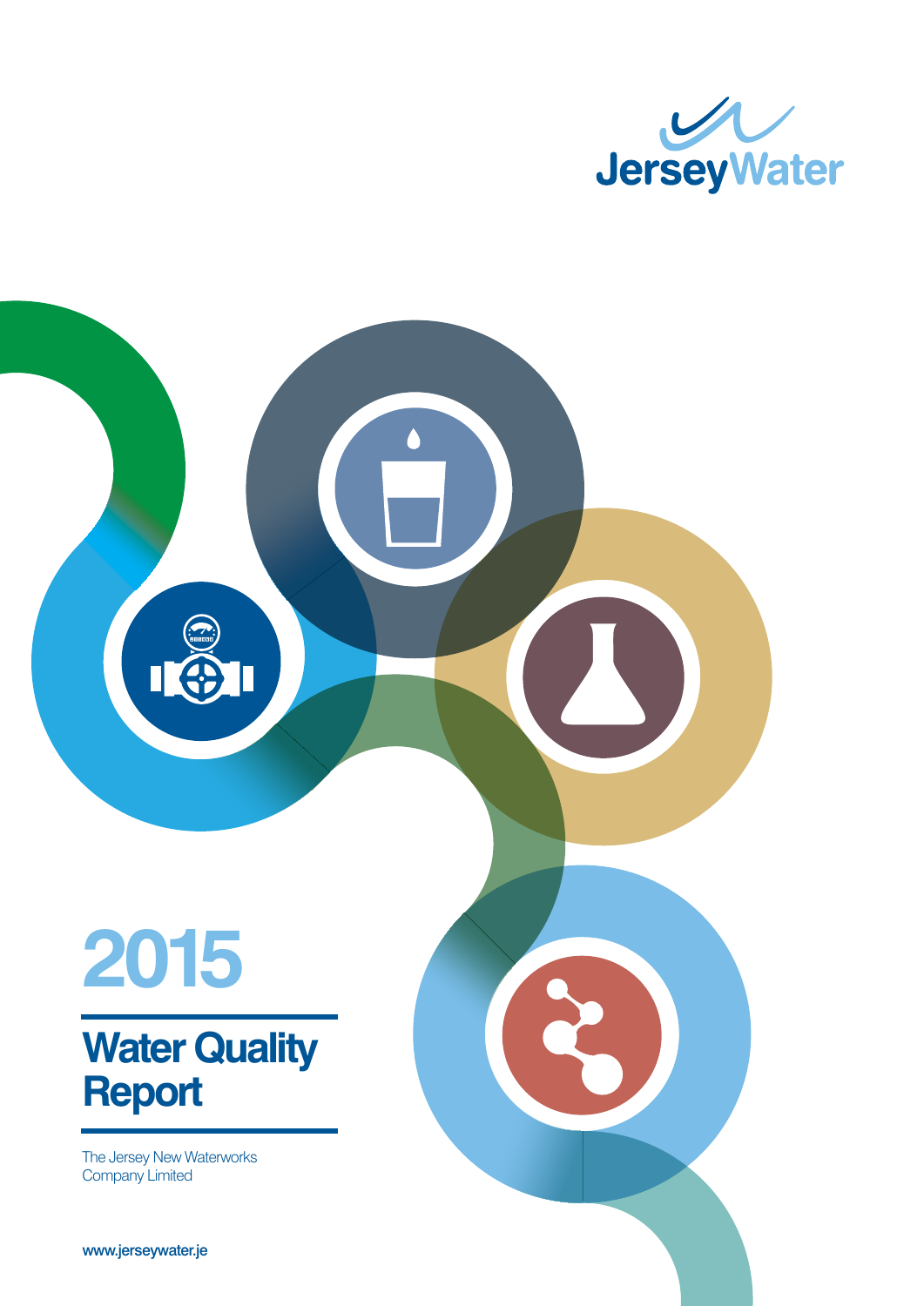JerseyWater

# 2015

# Water Quality Report

The Jersey New Waterworks Company Limited

www.jerseywater.je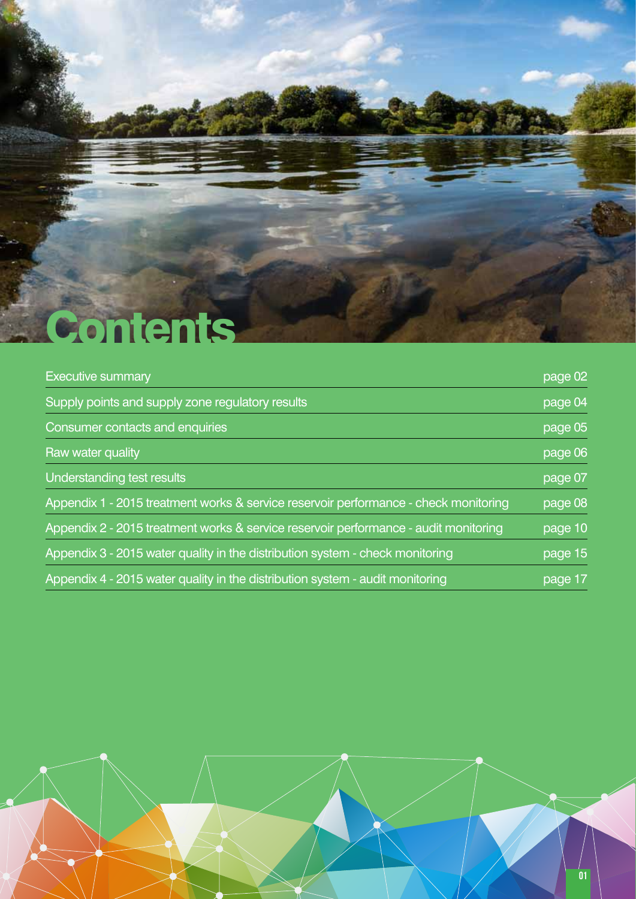# Contents

| | |
|---|---|
| Executive summary | page 02 |
| Supply points and supply zone regulatory results | page 04 |
| Consumer contacts and enquiries | page 05 |
| Raw water quality | page 06 |
| Understanding test results | page 07 |
| Appendix 1 - 2015 treatment works & service reservoir performance - check monitoring | page 08 |
| Appendix 2 - 2015 treatment works & service reservoir performance - audit monitoring | page 10 |
| Appendix 3 - 2015 water quality in the distribution system - check monitoring | page 15 |
| Appendix 4 - 2015 water quality in the distribution system - audit monitoring | page 17 |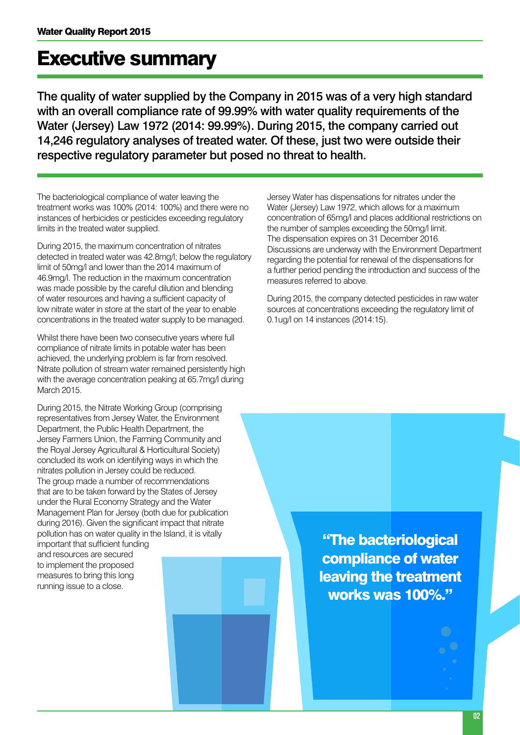# Executive summary

**The quality of water supplied by the Company in 2015 was of a very high standard with an overall compliance rate of 99.99% with water quality requirements of the Water (Jersey) Law 1972 (2014: 99.99%). During 2015, the company carried out 14,246 regulatory analyses of treated water. Of these, just two were outside their respective regulatory parameter but posed no threat to health.**

The bacteriological compliance of water leaving the treatment works was 100% (2014: 100%) and there were no instances of herbicides or pesticides exceeding regulatory limits in the treated water supplied.

During 2015, the maximum concentration of nitrates detected in treated water was 42.8mg/l; below the regulatory limit of 50mg/l and lower than the 2014 maximum of 46.9mg/l. The reduction in the maximum concentration was made possible by the careful dilution and blending of water resources and having a sufficient capacity of low nitrate water in store at the start of the year to enable concentrations in the treated water supply to be managed.

Whilst there have been two consecutive years where full compliance of nitrate limits in potable water has been achieved, the underlying problem is far from resolved. Nitrate pollution of stream water remained persistently high with the average concentration peaking at 65.7mg/l during March 2015.

During 2015, the Nitrate Working Group (comprising representatives from Jersey Water, the Environment Department, the Public Health Department, the Jersey Farmers Union, the Farming Community and the Royal Jersey Agricultural & Horticultural Society) concluded its work on identifying ways in which the nitrates pollution in Jersey could be reduced. The group made a number of recommendations that are to be taken forward by the States of Jersey under the Rural Economy Strategy and the Water Management Plan for Jersey (both due for publication during 2016). Given the significant impact that nitrate pollution has on water quality in the Island, it is vitally important that sufficient funding and resources are secured to implement the proposed measures to bring this long running issue to a close.

Jersey Water has dispensations for nitrates under the Water (Jersey) Law 1972, which allows for a maximum concentration of 65mg/l and places additional restrictions on the number of samples exceeding the 50mg/l limit. The dispensation expires on 31 December 2016. Discussions are underway with the Environment Department regarding the potential for renewal of the dispensations for a further period pending the introduction and success of the measures referred to above.

During 2015, the company detected pesticides in raw water sources at concentrations exceeding the regulatory limit of 0.1ug/l on 14 instances (2014:15).

**"The bacteriological compliance of water leaving the treatment works was 100%."**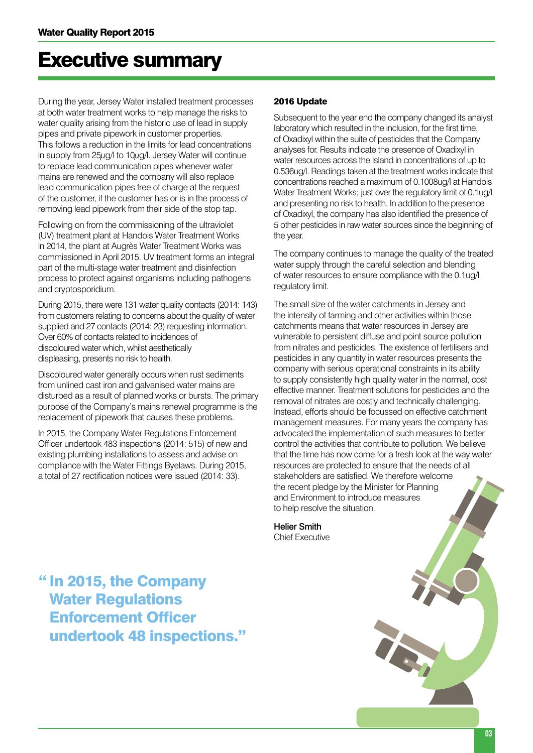# Executive summary

During the year, Jersey Water installed treatment processes at both water treatment works to help manage the risks to water quality arising from the historic use of lead in supply pipes and private pipework in customer properties. This follows a reduction in the limits for lead concentrations in supply from 25µg/l to 10µg/l. Jersey Water will continue to replace lead communication pipes whenever water mains are renewed and the company will also replace lead communication pipes free of charge at the request of the customer, if the customer has or is in the process of removing lead pipework from their side of the stop tap.

Following on from the commissioning of the ultraviolet (UV) treatment plant at Handois Water Treatment Works in 2014, the plant at Augrès Water Treatment Works was commissioned in April 2015. UV treatment forms an integral part of the multi-stage water treatment and disinfection process to protect against organisms including pathogens and cryptosporidium.

During 2015, there were 131 water quality contacts (2014: 143) from customers relating to concerns about the quality of water supplied and 27 contacts (2014: 23) requesting information. Over 60% of contacts related to incidences of discoloured water which, whilst aesthetically displeasing, presents no risk to health.

Discoloured water generally occurs when rust sediments from unlined cast iron and galvanised water mains are disturbed as a result of planned works or bursts. The primary purpose of the Company's mains renewal programme is the replacement of pipework that causes these problems.

In 2015, the Company Water Regulations Enforcement Officer undertook 483 inspections (2014: 515) of new and existing plumbing installations to assess and advise on compliance with the Water Fittings Byelaws. During 2015, a total of 27 rectification notices were issued (2014: 33).

**2016 Update**

Subsequent to the year end the company changed its analyst laboratory which resulted in the inclusion, for the first time, of Oxadixyl within the suite of pesticides that the Company analyses for. Results indicate the presence of Oxadixyl in water resources across the Island in concentrations of up to 0.536ug/l. Readings taken at the treatment works indicate that concentrations reached a maximum of 0.1008ug/l at Handois Water Treatment Works; just over the regulatory limit of 0.1ug/l and presenting no risk to health. In addition to the presence of Oxadixyl, the company has also identified the presence of 5 other pesticides in raw water sources since the beginning of the year.

The company continues to manage the quality of the treated water supply through the careful selection and blending of water resources to ensure compliance with the 0.1ug/l regulatory limit.

The small size of the water catchments in Jersey and the intensity of farming and other activities within those catchments means that water resources in Jersey are vulnerable to persistent diffuse and point source pollution from nitrates and pesticides. The existence of fertilisers and pesticides in any quantity in water resources presents the company with serious operational constraints in its ability to supply consistently high quality water in the normal, cost effective manner. Treatment solutions for pesticides and the removal of nitrates are costly and technically challenging. Instead, efforts should be focussed on effective catchment management measures. For many years the company has advocated the implementation of such measures to better control the activities that contribute to pollution. We believe that the time has now come for a fresh look at the way water resources are protected to ensure that the needs of all stakeholders are satisfied. We therefore welcome the recent pledge by the Minister for Planning and Environment to introduce measures to help resolve the situation.

Helier Smith
Chief Executive

> "In 2015, the Company Water Regulations Enforcement Officer undertook 48 inspections."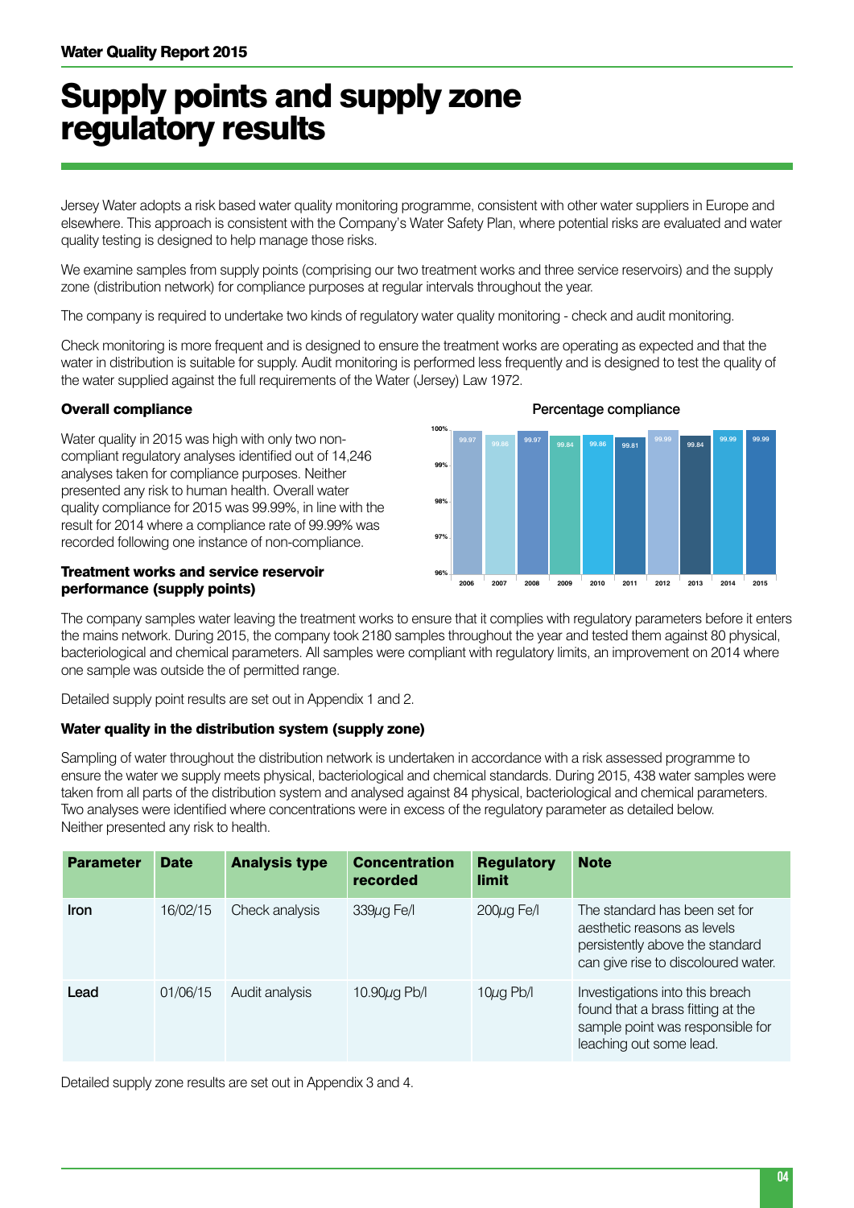# Supply points and supply zone regulatory results

Jersey Water adopts a risk based water quality monitoring programme, consistent with other water suppliers in Europe and elsewhere. This approach is consistent with the Company's Water Safety Plan, where potential risks are evaluated and water quality testing is designed to help manage those risks.

We examine samples from supply points (comprising our two treatment works and three service reservoirs) and the supply zone (distribution network) for compliance purposes at regular intervals throughout the year.

The company is required to undertake two kinds of regulatory water quality monitoring - check and audit monitoring.

Check monitoring is more frequent and is designed to ensure the treatment works are operating as expected and that the water in distribution is suitable for supply. Audit monitoring is performed less frequently and is designed to test the quality of the water supplied against the full requirements of the Water (Jersey) Law 1972.

### Overall compliance

Water quality in 2015 was high with only two non-compliant regulatory analyses identified out of 14,246 analyses taken for compliance purposes. Neither presented any risk to human health. Overall water quality compliance for 2015 was 99.99%, in line with the result for 2014 where a compliance rate of 99.99% was recorded following one instance of non-compliance.

**Percentage compliance**

| Year | 2006 | 2007 | 2008 | 2009 | 2010 | 2011 | 2012 | 2013 | 2014 | 2015 |
|---|---|---|---|---|---|---|---|---|---|---|
| % | 99.97 | 99.86 | 99.97 | 99.84 | 99.86 | 99.81 | 99.99 | 99.84 | 99.99 | 99.99 |

### Treatment works and service reservoir performance (supply points)

The company samples water leaving the treatment works to ensure that it complies with regulatory parameters before it enters the mains network. During 2015, the company took 2180 samples throughout the year and tested them against 80 physical, bacteriological and chemical parameters. All samples were compliant with regulatory limits, an improvement on 2014 where one sample was outside the of permitted range.

Detailed supply point results are set out in Appendix 1 and 2.

### Water quality in the distribution system (supply zone)

Sampling of water throughout the distribution network is undertaken in accordance with a risk assessed programme to ensure the water we supply meets physical, bacteriological and chemical standards. During 2015, 438 water samples were taken from all parts of the distribution system and analysed against 84 physical, bacteriological and chemical parameters. Two analyses were identified where concentrations were in excess of the regulatory parameter as detailed below. Neither presented any risk to health.

| Parameter | Date | Analysis type | Concentration recorded | Regulatory limit | Note |
|---|---|---|---|---|---|
| Iron | 16/02/15 | Check analysis | 339µg Fe/l | 200µg Fe/l | The standard has been set for aesthetic reasons as levels persistently above the standard can give rise to discoloured water. |
| Lead | 01/06/15 | Audit analysis | 10.90µg Pb/l | 10µg Pb/l | Investigations into this breach found that a brass fitting at the sample point was responsible for leaching out some lead. |

Detailed supply zone results are set out in Appendix 3 and 4.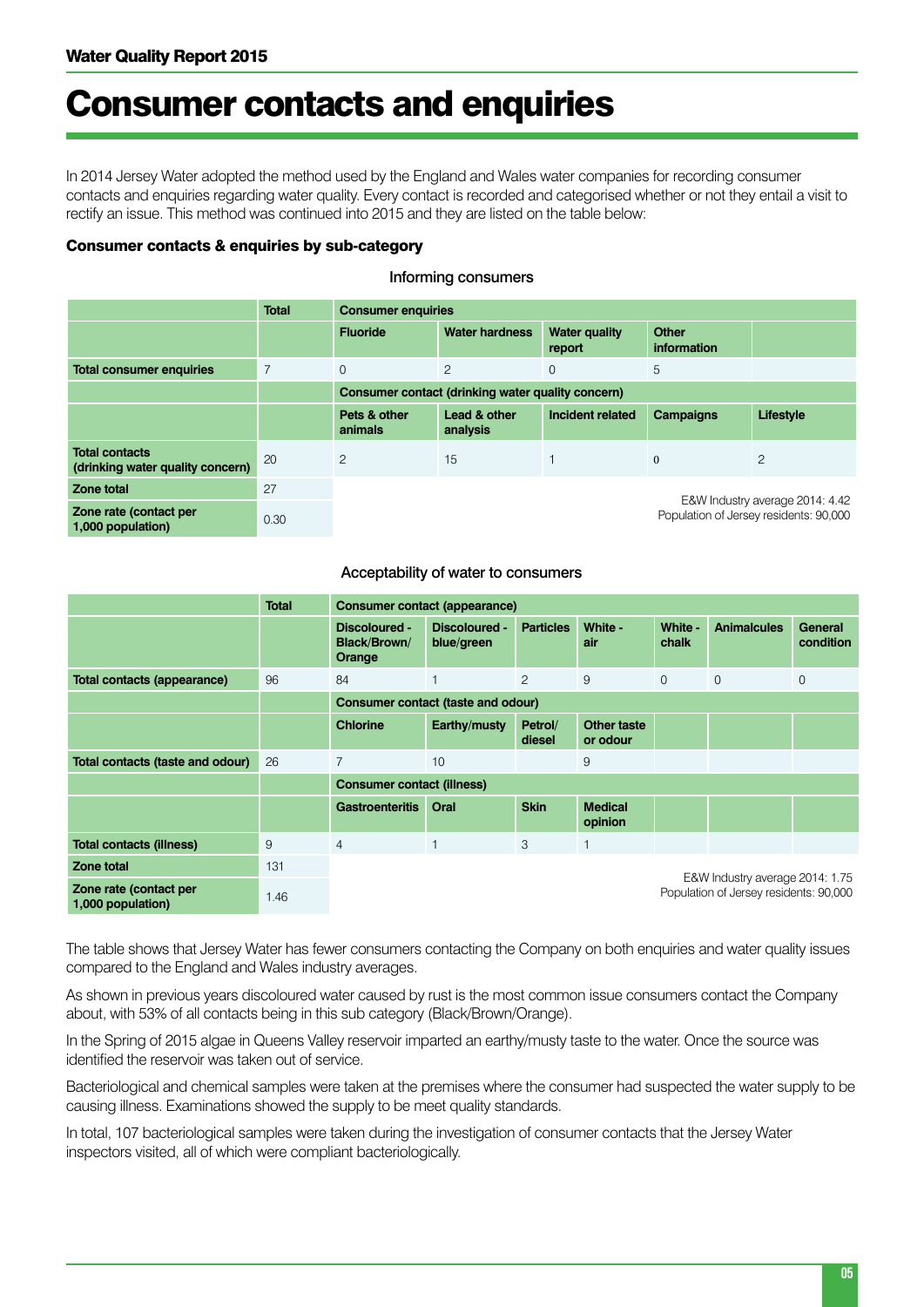# Consumer contacts and enquiries

In 2014 Jersey Water adopted the method used by the England and Wales water companies for recording consumer contacts and enquiries regarding water quality. Every contact is recorded and categorised whether or not they entail a visit to rectify an issue. This method was continued into 2015 and they are listed on the table below:

### Consumer contacts & enquiries by sub-category

Informing consumers

| | Total | Consumer enquiries | | | | |
|---|---|---|---|---|---|---|
| | | Fluoride | Water hardness | Water quality report | Other information | |
| **Total consumer enquiries** | 7 | 0 | 2 | 0 | 5 | |
| | | Consumer contact (drinking water quality concern) | | | | |
| | | Pets & other animals | Lead & other analysis | Incident related | Campaigns | Lifestyle |
| **Total contacts (drinking water quality concern)** | 20 | 2 | 15 | 1 | 0 | 2 |
| **Zone total** | 27 | | | | | |
| **Zone rate (contact per 1,000 population)** | 0.30 | | | | | |

E&W Industry average 2014: 4.42
Population of Jersey residents: 90,000

Acceptability of water to consumers

| | Total | Consumer contact (appearance) | | | | | | |
|---|---|---|---|---|---|---|---|---|
| | | Discoloured - Black/Brown/ Orange | Discoloured - blue/green | Particles | White - air | White - chalk | Animalcules | General condition |
| **Total contacts (appearance)** | 96 | 84 | 1 | 2 | 9 | 0 | 0 | 0 |
| | | Consumer contact (taste and odour) | | | | | | |
| | | Chlorine | Earthy/musty | Petrol/ diesel | Other taste or odour | | | |
| **Total contacts (taste and odour)** | 26 | 7 | 10 | | 9 | | | |
| | | Consumer contact (illness) | | | | | | |
| | | Gastroenteritis | Oral | Skin | Medical opinion | | | |
| **Total contacts (illness)** | 9 | 4 | 1 | 3 | 1 | | | |
| **Zone total** | 131 | | | | | | | |
| **Zone rate (contact per 1,000 population)** | 1.46 | | | | | | | |

E&W Industry average 2014: 1.75
Population of Jersey residents: 90,000

The table shows that Jersey Water has fewer consumers contacting the Company on both enquiries and water quality issues compared to the England and Wales industry averages.

As shown in previous years discoloured water caused by rust is the most common issue consumers contact the Company about, with 53% of all contacts being in this sub category (Black/Brown/Orange).

In the Spring of 2015 algae in Queens Valley reservoir imparted an earthy/musty taste to the water. Once the source was identified the reservoir was taken out of service.

Bacteriological and chemical samples were taken at the premises where the consumer had suspected the water supply to be causing illness. Examinations showed the supply to be meet quality standards.

In total, 107 bacteriological samples were taken during the investigation of consumer contacts that the Jersey Water inspectors visited, all of which were compliant bacteriologically.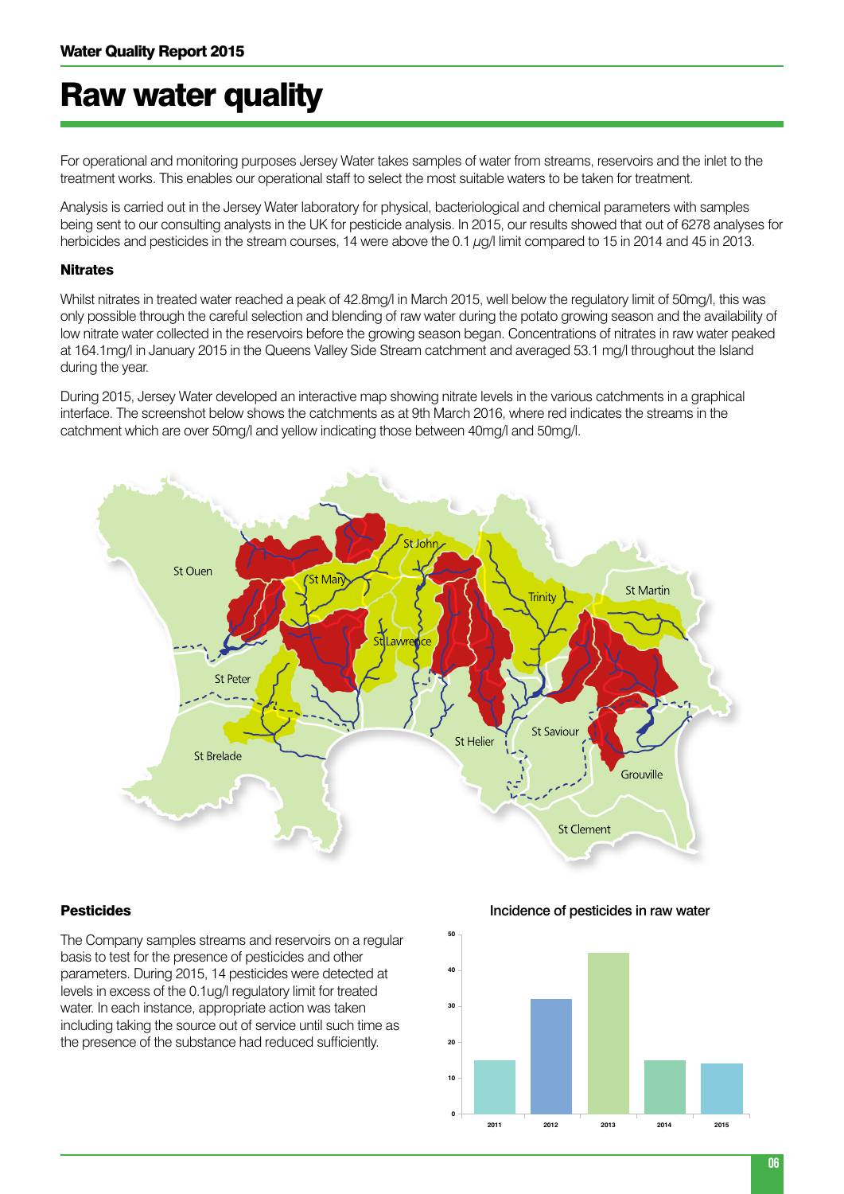# Raw water quality

For operational and monitoring purposes Jersey Water takes samples of water from streams, reservoirs and the inlet to the treatment works. This enables our operational staff to select the most suitable waters to be taken for treatment.

Analysis is carried out in the Jersey Water laboratory for physical, bacteriological and chemical parameters with samples being sent to our consulting analysts in the UK for pesticide analysis. In 2015, our results showed that out of 6278 analyses for herbicides and pesticides in the stream courses, 14 were above the 0.1 $\mu$g/l limit compared to 15 in 2014 and 45 in 2013.

### Nitrates

Whilst nitrates in treated water reached a peak of 42.8mg/l in March 2015, well below the regulatory limit of 50mg/l, this was only possible through the careful selection and blending of raw water during the potato growing season and the availability of low nitrate water collected in the reservoirs before the growing season began. Concentrations of nitrates in raw water peaked at 164.1mg/l in January 2015 in the Queens Valley Side Stream catchment and averaged 53.1 mg/l throughout the Island during the year.

During 2015, Jersey Water developed an interactive map showing nitrate levels in the various catchments in a graphical interface. The screenshot below shows the catchments as at 9th March 2016, where red indicates the streams in the catchment which are over 50mg/l and yellow indicating those between 40mg/l and 50mg/l.

### Pesticides

The Company samples streams and reservoirs on a regular basis to test for the presence of pesticides and other parameters. During 2015, 14 pesticides were detected at levels in excess of the 0.1ug/l regulatory limit for treated water. In each instance, appropriate action was taken including taking the source out of service until such time as the presence of the substance had reduced sufficiently.

Incidence of pesticides in raw water

| Year | Incidence |
|---|---|
| 2011 | 15 |
| 2012 | 32 |
| 2013 | 45 |
| 2014 | 15 |
| 2015 | 14 |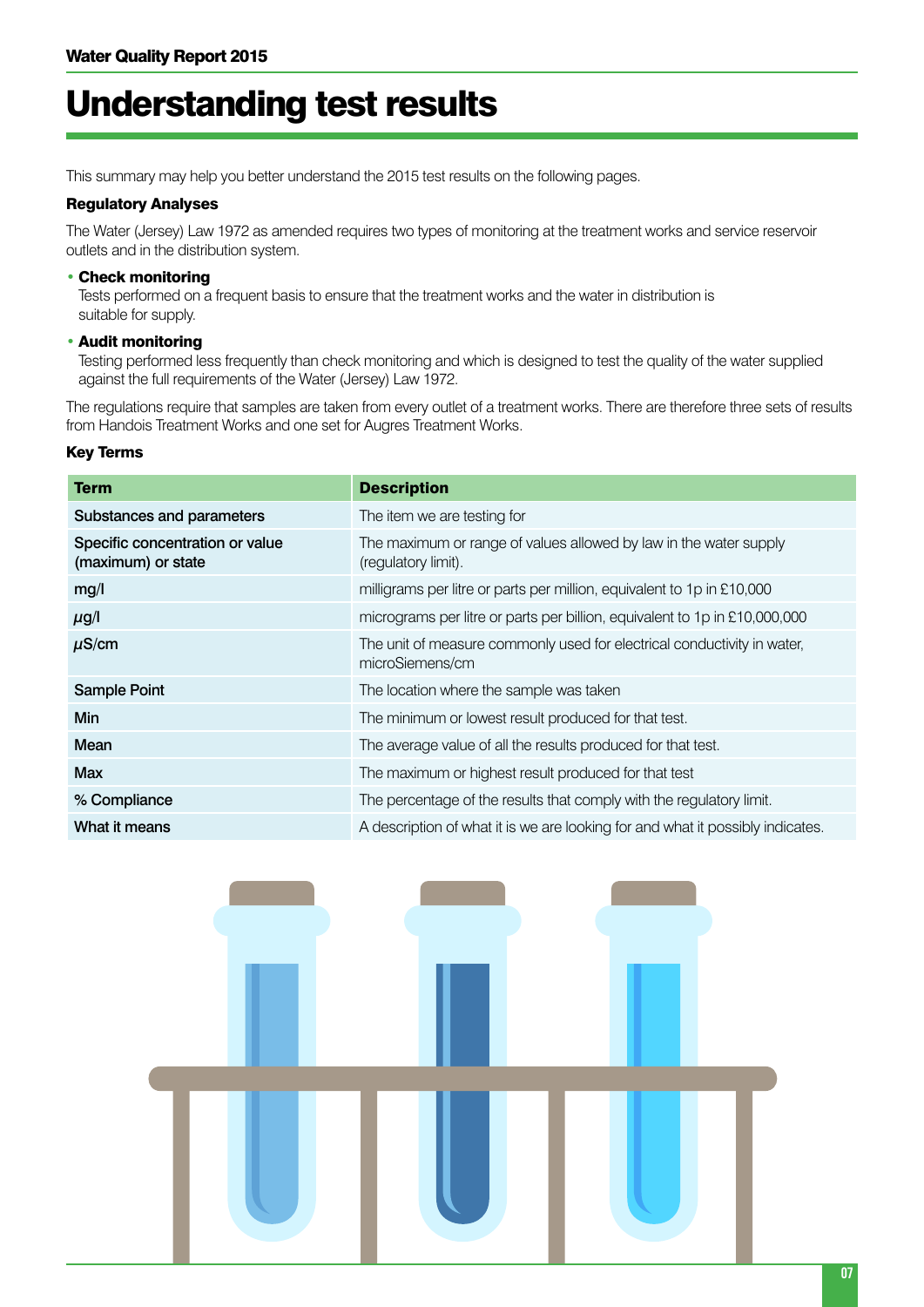# Understanding test results

This summary may help you better understand the 2015 test results on the following pages.

### Regulatory Analyses

The Water (Jersey) Law 1972 as amended requires two types of monitoring at the treatment works and service reservoir outlets and in the distribution system.

- **Check monitoring**
  Tests performed on a frequent basis to ensure that the treatment works and the water in distribution is suitable for supply.
- **Audit monitoring**
  Testing performed less frequently than check monitoring and which is designed to test the quality of the water supplied against the full requirements of the Water (Jersey) Law 1972.

The regulations require that samples are taken from every outlet of a treatment works. There are therefore three sets of results from Handois Treatment Works and one set for Augres Treatment Works.

### Key Terms

| Term | Description |
|---|---|
| Substances and parameters | The item we are testing for |
| Specific concentration or value (maximum) or state | The maximum or range of values allowed by law in the water supply (regulatory limit). |
| mg/l | milligrams per litre or parts per million, equivalent to 1p in £10,000 |
| μg/l | micrograms per litre or parts per billion, equivalent to 1p in £10,000,000 |
| μS/cm | The unit of measure commonly used for electrical conductivity in water, microSiemens/cm |
| Sample Point | The location where the sample was taken |
| Min | The minimum or lowest result produced for that test. |
| Mean | The average value of all the results produced for that test. |
| Max | The maximum or highest result produced for that test |
| % Compliance | The percentage of the results that comply with the regulatory limit. |
| What it means | A description of what it is we are looking for and what it possibly indicates. |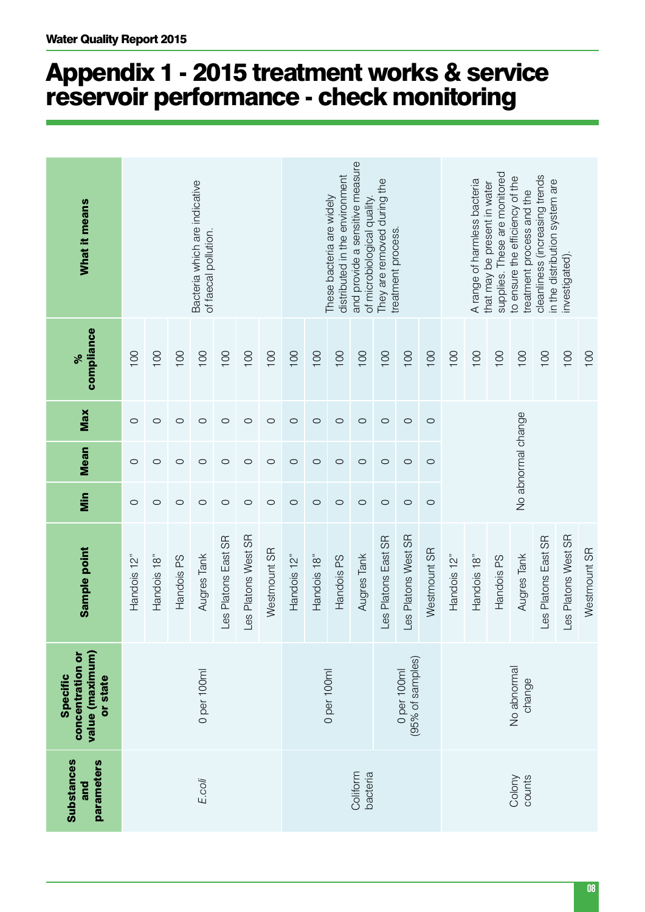# Appendix 1 - 2015 treatment works & service reservoir performance - check monitoring

| Substances and parameters | Specific concentration or value (maximum) or state | Sample point | Min | Mean | Max | % compliance | What it means |
|---|---|---|---|---|---|---|---|
| *E.coli* | 0 per 100ml | Handois 12" | 0 | 0 | 0 | 100 | Bacteria which are indicative of faecal pollution. |
| | | Handois 18" | 0 | 0 | 0 | 100 | |
| | | Handois PS | 0 | 0 | 0 | 100 | |
| | | Augres Tank | 0 | 0 | 0 | 100 | |
| | | Les Platons East SR | 0 | 0 | 0 | 100 | |
| | | Les Platons West SR | 0 | 0 | 0 | 100 | |
| | | Westmount SR | 0 | 0 | 0 | 100 | |
| Coliform bacteria | 0 per 100ml | Handois 12" | 0 | 0 | 0 | 100 | These bacteria are widely distributed in the environment and provide a sensitive measure of microbiological quality. They are removed during the treatment process. |
| | | Handois 18" | 0 | 0 | 0 | 100 | |
| | | Handois PS | 0 | 0 | 0 | 100 | |
| | | Augres Tank | 0 | 0 | 0 | 100 | |
| | 0 per 100ml (95% of samples) | Les Platons East SR | 0 | 0 | 0 | 100 | |
| | | Les Platons West SR | 0 | 0 | 0 | 100 | |
| | | Westmount SR | 0 | 0 | 0 | 100 | |
| Colony counts | No abnormal change | Handois 12" | No abnormal change | | | 100 | A range of harmless bacteria that may be present in water supplies. These are monitored to ensure the efficiency of the treatment process and the cleanliness (increasing trends in the distribution system are investigated). |
| | | Handois 18" | | | | 100 | |
| | | Handois PS | | | | 100 | |
| | | Augres Tank | | | | 100 | |
| | | Les Platons East SR | | | | 100 | |
| | | Les Platons West SR | | | | 100 | |
| | | Westmount SR | | | | 100 | |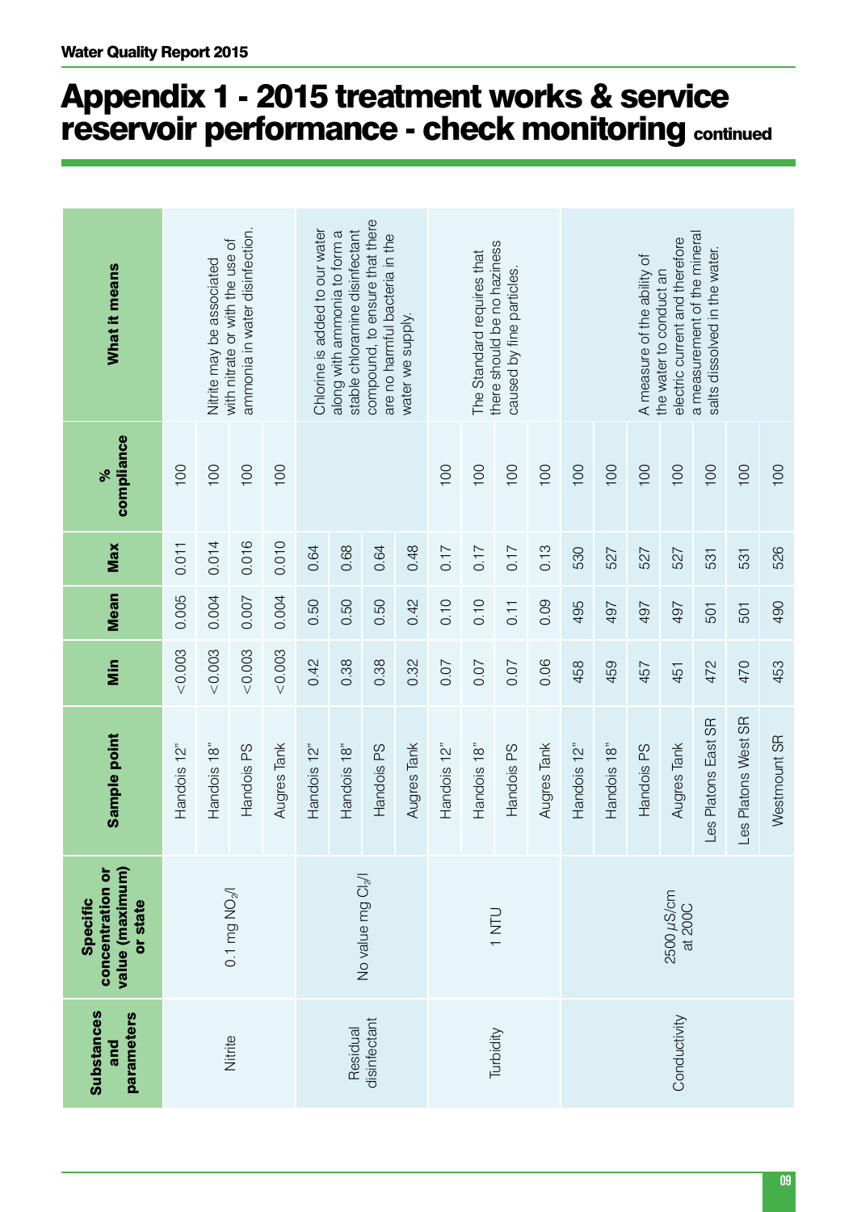# Appendix 1 - 2015 treatment works & service reservoir performance - check monitoring continued

| Substances and parameters | Specific concentration or value (maximum) or state | Sample point | Min | Mean | Max | % compliance | What it means |
|---|---|---|---|---|---|---|---|
| Nitrite | 0.1 mg $NO_2$/l | Handois 12" | <0.003 | 0.005 | 0.011 | 100 | Nitrite may be associated with nitrate or with the use of ammonia in water disinfection. |
| | | Handois 18" | <0.003 | 0.004 | 0.014 | 100 | |
| | | Handois PS | <0.003 | 0.007 | 0.016 | 100 | |
| | | Augres Tank | <0.003 | 0.004 | 0.010 | 100 | |
| Residual disinfectant | No value mg $Cl_2$/l | Handois 12" | 0.42 | 0.50 | 0.64 | | Chlorine is added to our water along with ammonia to form a stable chloramine disinfectant compound, to ensure that there are no harmful bacteria in the water we supply. |
| | | Handois 18" | 0.38 | 0.50 | 0.68 | | |
| | | Handois PS | 0.38 | 0.50 | 0.64 | | |
| | | Augres Tank | 0.32 | 0.42 | 0.48 | | |
| Turbidity | 1 NTU | Handois 12" | 0.07 | 0.10 | 0.17 | 100 | The Standard requires that there should be no haziness caused by fine particles. |
| | | Handois 18" | 0.07 | 0.10 | 0.17 | 100 | |
| | | Handois PS | 0.07 | 0.11 | 0.17 | 100 | |
| | | Augres Tank | 0.06 | 0.09 | 0.13 | 100 | |
| Conductivity | 2500 $\mu$S/cm at 20C | Handois 12" | 458 | 495 | 530 | 100 | A measure of the ability of the water to conduct an electric current and therefore a measurement of the mineral salts dissolved in the water. |
| | | Handois 18" | 459 | 497 | 527 | 100 | |
| | | Handois PS | 457 | 497 | 527 | 100 | |
| | | Augres Tank | 451 | 497 | 527 | 100 | |
| | | Les Platons East SR | 472 | 501 | 531 | 100 | |
| | | Les Platons West SR | 470 | 501 | 531 | 100 | |
| | | Westmount SR | 453 | 490 | 526 | 100 | |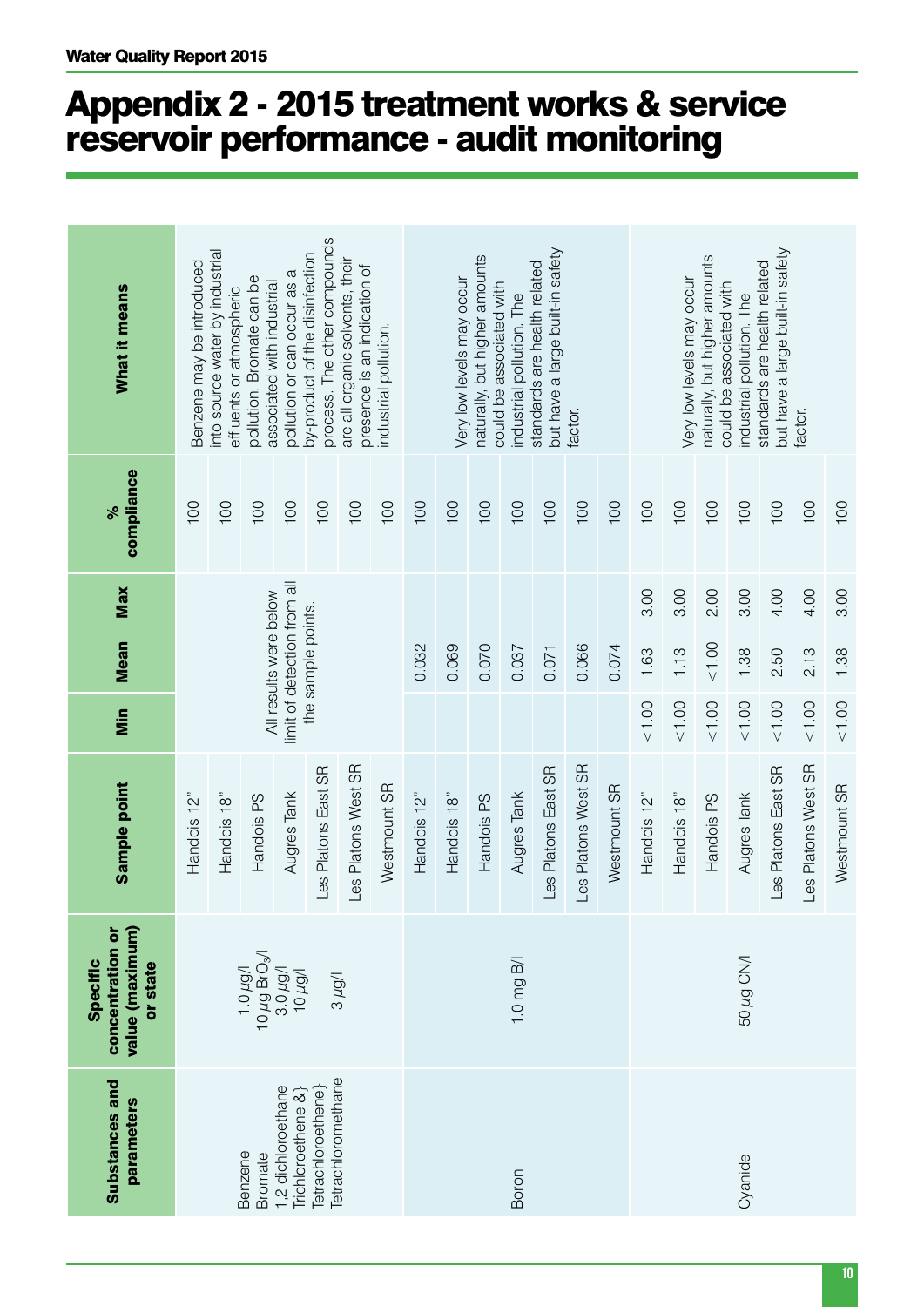# Appendix 2 - 2015 treatment works & service reservoir performance - audit monitoring

| Substances and parameters | Specific concentration or value (maximum) or state | Sample point | Min | Mean | Max | % compliance | What it means |
|---|---|---|---|---|---|---|---|
| Benzene<br>Bromate<br>1,2 dichloroethane<br>Trichloroethene &}<br>Tetrachloroethene}<br>Tetrachloromethane | 1.0 µg/l<br>10 µg $BrO_3$/l<br>3.0 µg/l<br>10 µg/l<br>3 µg/l | Handois 12" | All results were below limit of detection from all the sample points. | | | 100 | Benzene may be introduced into source water by industrial effluents or atmospheric pollution. Bromate can be associated with industrial pollution or can occur as a by-product of the disinfection process. The other compounds are all organic solvents, their presence is an indication of industrial pollution. |
| | | Handois 18" | | | | 100 | |
| | | Handois PS | | | | 100 | |
| | | Augres Tank | | | | 100 | |
| | | Les Platons East SR | | | | 100 | |
| | | Les Platons West SR | | | | 100 | |
| | | Westmount SR | | | | 100 | |
| Boron | 1.0 mg B/l | Handois 12" | | 0.032 | | 100 | Very low levels may occur naturally, but higher amounts could be associated with industrial pollution. The standards are health related but have a large built-in safety factor. |
| | | Handois 18" | | 0.069 | | 100 | |
| | | Handois PS | | 0.070 | | 100 | |
| | | Augres Tank | | 0.037 | | 100 | |
| | | Les Platons East SR | | 0.071 | | 100 | |
| | | Les Platons West SR | | 0.066 | | 100 | |
| | | Westmount SR | | 0.074 | | 100 | |
| Cyanide | 50 µg CN/l | Handois 12" | <1.00 | 1.63 | 3.00 | 100 | Very low levels may occur naturally, but higher amounts could be associated with industrial pollution. The standards are health related but have a large built-in safety factor. |
| | | Handois 18" | <1.00 | 1.13 | 3.00 | 100 | |
| | | Handois PS | <1.00 | <1.00 | 2.00 | 100 | |
| | | Augres Tank | <1.00 | 1.38 | 3.00 | 100 | |
| | | Les Platons East SR | <1.00 | 2.50 | 4.00 | 100 | |
| | | Les Platons West SR | <1.00 | 2.13 | 4.00 | 100 | |
| | | Westmount SR | <1.00 | 1.38 | 3.00 | 100 | |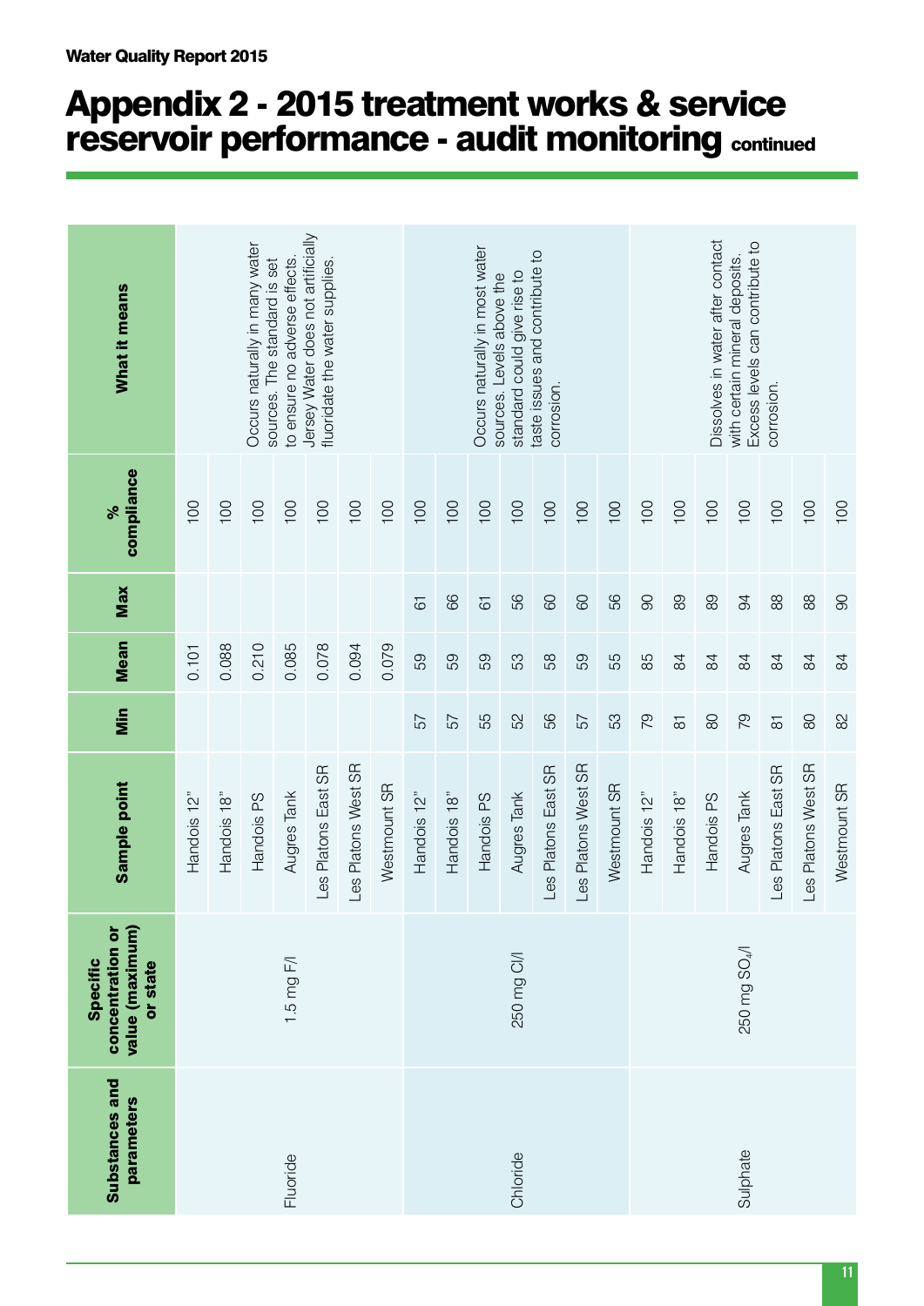Water Quality Report 2015

# Appendix 2 - 2015 treatment works & service reservoir performance - audit monitoring continued

| Substances and parameters | Specific concentration or value (maximum) or state | Sample point | Min | Mean | Max | % compliance | What it means |
|---|---|---|---|---|---|---|---|
| Fluoride | 1.5 mg F/l | Handois 12" | | 0.101 | | 100 | Occurs naturally in many water sources. The standard is set to ensure no adverse effects. Jersey Water does not artificially fluoridate the water supplies. |
| | | Handois 18" | | 0.088 | | 100 | |
| | | Handois PS | | 0.210 | | 100 | |
| | | Augres Tank | | 0.085 | | 100 | |
| | | Les Platons East SR | | 0.078 | | 100 | |
| | | Les Platons West SR | | 0.094 | | 100 | |
| | | Westmount SR | | 0.079 | | 100 | |
| Chloride | 250 mg Cl/l | Handois 12" | 57 | 59 | 61 | 100 | Occurs naturally in most water sources. Levels above the standard could give rise to taste issues and contribute to corrosion. |
| | | Handois 18" | 57 | 59 | 66 | 100 | |
| | | Handois PS | 55 | 59 | 61 | 100 | |
| | | Augres Tank | 52 | 53 | 56 | 100 | |
| | | Les Platons East SR | 56 | 58 | 60 | 100 | |
| | | Les Platons West SR | 57 | 59 | 60 | 100 | |
| | | Westmount SR | 53 | 55 | 56 | 100 | |
| Sulphate | 250 mg $SO_4$/l | Handois 12" | 79 | 85 | 90 | 100 | Dissolves in water after contact with certain mineral deposits. Excess levels can contribute to corrosion. |
| | | Handois 18" | 81 | 84 | 89 | 100 | |
| | | Handois PS | 80 | 84 | 89 | 100 | |
| | | Augres Tank | 79 | 84 | 94 | 100 | |
| | | Les Platons East SR | 81 | 84 | 88 | 100 | |
| | | Les Platons West SR | 80 | 84 | 88 | 100 | |
| | | Westmount SR | 82 | 84 | 90 | 100 | |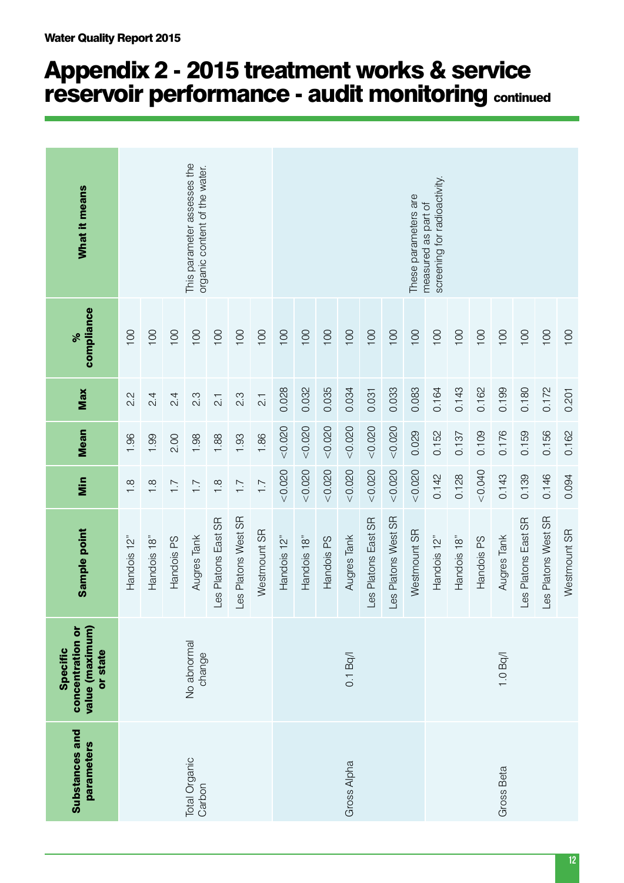# Appendix 2 - 2015 treatment works & service reservoir performance - audit monitoring continued

| Substances and parameters | Specific concentration or value (maximum) or state | Sample point | Min | Mean | Max | % compliance | What it means |
|---|---|---|---|---|---|---|---|
| Total Organic Carbon | No abnormal change | Handois 12" | 1.8 | 1.96 | 2.2 | 100 | This parameter assesses the organic content of the water. |
| | | Handois 18" | 1.8 | 1.99 | 2.4 | 100 | |
| | | Handois PS | 1.7 | 2.00 | 2.4 | 100 | |
| | | Augres Tank | 1.7 | 1.98 | 2.3 | 100 | |
| | | Les Platons East SR | 1.8 | 1.88 | 2.1 | 100 | |
| | | Les Platons West SR | 1.7 | 1.93 | 2.3 | 100 | |
| | | Westmount SR | 1.7 | 1.86 | 2.1 | 100 | |
| Gross Alpha | 0.1 Bq/l | Handois 12" | <0.020 | <0.020 | 0.028 | 100 | These parameters are measured as part of screening for radioactivity. |
| | | Handois 18" | <0.020 | <0.020 | 0.032 | 100 | |
| | | Handois PS | <0.020 | <0.020 | 0.035 | 100 | |
| | | Augres Tank | <0.020 | <0.020 | 0.034 | 100 | |
| | | Les Platons East SR | <0.020 | <0.020 | 0.031 | 100 | |
| | | Les Platons West SR | <0.020 | <0.020 | 0.033 | 100 | |
| | | Westmount SR | <0.020 | 0.029 | 0.083 | 100 | |
| Gross Beta | 1.0 Bq/l | Handois 12" | 0.142 | 0.152 | 0.164 | 100 | |
| | | Handois 18" | 0.128 | 0.137 | 0.143 | 100 | |
| | | Handois PS | <0.040 | 0.109 | 0.162 | 100 | |
| | | Augres Tank | 0.143 | 0.176 | 0.199 | 100 | |
| | | Les Platons East SR | 0.139 | 0.159 | 0.180 | 100 | |
| | | Les Platons West SR | 0.146 | 0.156 | 0.172 | 100 | |
| | | Westmount SR | 0.094 | 0.162 | 0.201 | 100 | |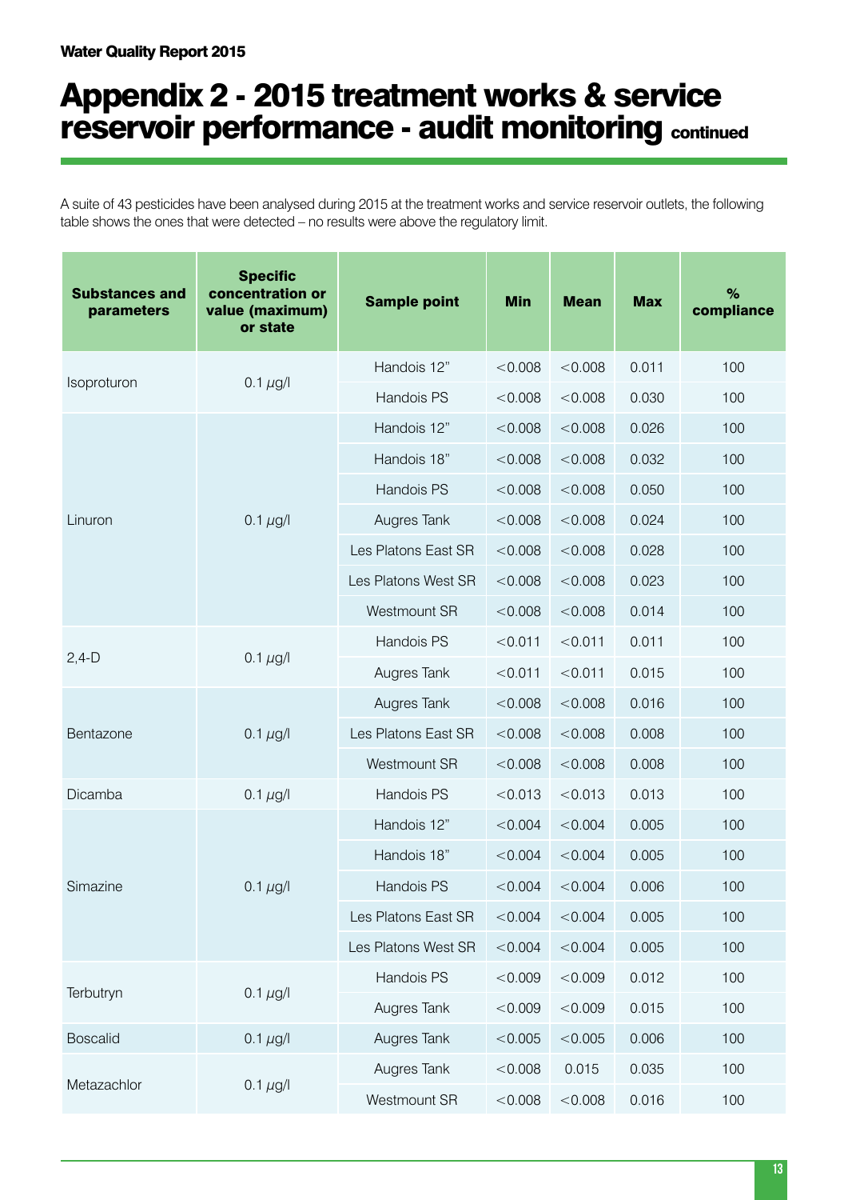# Appendix 2 - 2015 treatment works & service reservoir performance - audit monitoring continued

A suite of 43 pesticides have been analysed during 2015 at the treatment works and service reservoir outlets, the following table shows the ones that were detected – no results were above the regulatory limit.

| Substances and parameters | Specific concentration or value (maximum) or state | Sample point | Min | Mean | Max | % compliance |
|---|---|---|---|---|---|---|
| Isoproturon | 0.1 µg/l | Handois 12" | <0.008 | <0.008 | 0.011 | 100 |
| | | Handois PS | <0.008 | <0.008 | 0.030 | 100 |
| Linuron | 0.1 µg/l | Handois 12" | <0.008 | <0.008 | 0.026 | 100 |
| | | Handois 18" | <0.008 | <0.008 | 0.032 | 100 |
| | | Handois PS | <0.008 | <0.008 | 0.050 | 100 |
| | | Augres Tank | <0.008 | <0.008 | 0.024 | 100 |
| | | Les Platons East SR | <0.008 | <0.008 | 0.028 | 100 |
| | | Les Platons West SR | <0.008 | <0.008 | 0.023 | 100 |
| | | Westmount SR | <0.008 | <0.008 | 0.014 | 100 |
| 2,4-D | 0.1 µg/l | Handois PS | <0.011 | <0.011 | 0.011 | 100 |
| | | Augres Tank | <0.011 | <0.011 | 0.015 | 100 |
| Bentazone | 0.1 µg/l | Augres Tank | <0.008 | <0.008 | 0.016 | 100 |
| | | Les Platons East SR | <0.008 | <0.008 | 0.008 | 100 |
| | | Westmount SR | <0.008 | <0.008 | 0.008 | 100 |
| Dicamba | 0.1 µg/l | Handois PS | <0.013 | <0.013 | 0.013 | 100 |
| Simazine | 0.1 µg/l | Handois 12" | <0.004 | <0.004 | 0.005 | 100 |
| | | Handois 18" | <0.004 | <0.004 | 0.005 | 100 |
| | | Handois PS | <0.004 | <0.004 | 0.006 | 100 |
| | | Les Platons East SR | <0.004 | <0.004 | 0.005 | 100 |
| | | Les Platons West SR | <0.004 | <0.004 | 0.005 | 100 |
| Terbutryn | 0.1 µg/l | Handois PS | <0.009 | <0.009 | 0.012 | 100 |
| | | Augres Tank | <0.009 | <0.009 | 0.015 | 100 |
| Boscalid | 0.1 µg/l | Augres Tank | <0.005 | <0.005 | 0.006 | 100 |
| Metazachlor | 0.1 µg/l | Augres Tank | <0.008 | 0.015 | 0.035 | 100 |
| | | Westmount SR | <0.008 | <0.008 | 0.016 | 100 |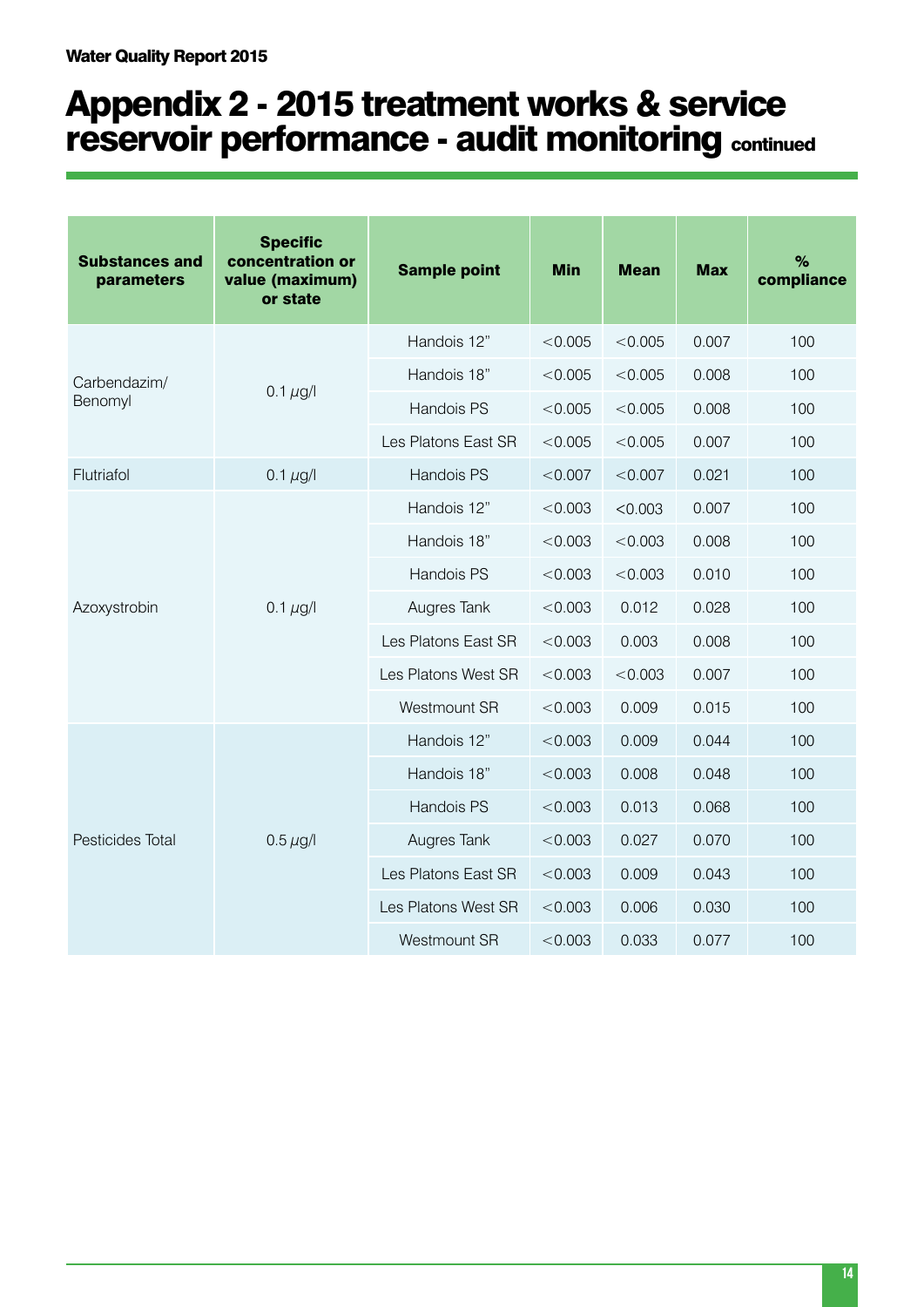# Appendix 2 - 2015 treatment works & service reservoir performance - audit monitoring continued

| Substances and parameters | Specific concentration or value (maximum) or state | Sample point | Min | Mean | Max | % compliance |
|---|---|---|---|---|---|---|
| Carbendazim/ Benomyl | 0.1 $\mu$g/l | Handois 12" | <0.005 | <0.005 | 0.007 | 100 |
| | | Handois 18" | <0.005 | <0.005 | 0.008 | 100 |
| | | Handois PS | <0.005 | <0.005 | 0.008 | 100 |
| | | Les Platons East SR | <0.005 | <0.005 | 0.007 | 100 |
| Flutriafol | 0.1 $\mu$g/l | Handois PS | <0.007 | <0.007 | 0.021 | 100 |
| Azoxystrobin | 0.1 $\mu$g/l | Handois 12" | <0.003 | <0.003 | 0.007 | 100 |
| | | Handois 18" | <0.003 | <0.003 | 0.008 | 100 |
| | | Handois PS | <0.003 | <0.003 | 0.010 | 100 |
| | | Augres Tank | <0.003 | 0.012 | 0.028 | 100 |
| | | Les Platons East SR | <0.003 | 0.003 | 0.008 | 100 |
| | | Les Platons West SR | <0.003 | <0.003 | 0.007 | 100 |
| | | Westmount SR | <0.003 | 0.009 | 0.015 | 100 |
| Pesticides Total | 0.5 $\mu$g/l | Handois 12" | <0.003 | 0.009 | 0.044 | 100 |
| | | Handois 18" | <0.003 | 0.008 | 0.048 | 100 |
| | | Handois PS | <0.003 | 0.013 | 0.068 | 100 |
| | | Augres Tank | <0.003 | 0.027 | 0.070 | 100 |
| | | Les Platons East SR | <0.003 | 0.009 | 0.043 | 100 |
| | | Les Platons West SR | <0.003 | 0.006 | 0.030 | 100 |
| | | Westmount SR | <0.003 | 0.033 | 0.077 | 100 |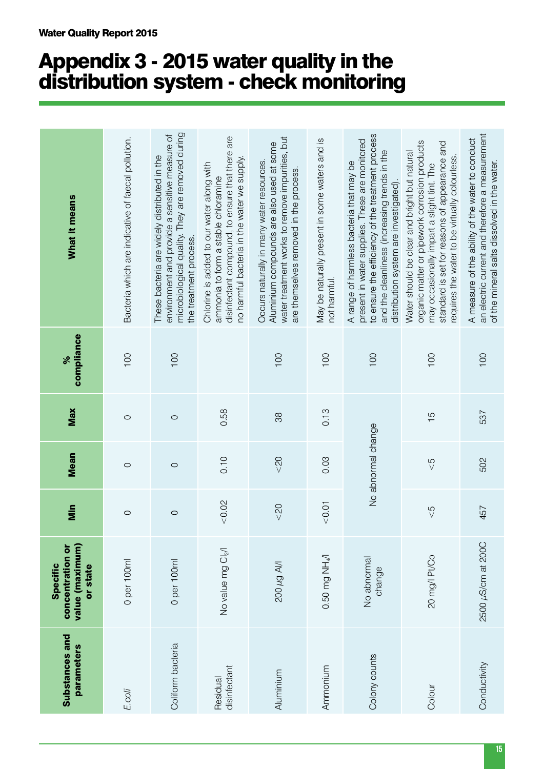# Appendix 3 - 2015 water quality in the distribution system - check monitoring

| Substances and parameters | Specific concentration or value (maximum) or state | Min | Mean | Max | % compliance | What it means |
|---|---|---|---|---|---|---|
| *E.coli* | 0 per 100ml | 0 | 0 | 0 | 100 | Bacteria which are indicative of faecal pollution. |
| Coliform bacteria | 0 per 100ml | 0 | 0 | 0 | 100 | These bacteria are widely distributed in the environment and provide a sensitive measure of microbiological quality. They are removed during the treatment process. |
| Residual disinfectant | No value mg $Cl_2$/l | <0.02 | 0.10 | 0.58 | | Chlorine is added to our water along with ammonia to form a stable chloramine disinfectant compound, to ensure that there are no harmful bacteria in the water we supply. |
| Aluminium | 200 $\mu$g Al/l | <20 | <20 | 38 | 100 | Occurs naturally in many water resources. Aluminium compounds are also used at some water treatment works to remove impurities, but are themselves removed in the process. |
| Ammonium | 0.50 mg $NH_4$/l | <0.01 | 0.03 | 0.13 | 100 | May be naturally present in some waters and is not harmful. |
| Colony counts | No abnormal change | No abnormal change | | | 100 | A range of harmless bacteria that may be present in water supplies. These are monitored to ensure the efficiency of the treatment process and the cleanliness (increasing trends in the distribution system are investigated). |
| Colour | 20 mg/l Pt/Co | <5 | <5 | 15 | 100 | Water should be clear and bright but natural organic matter or pipework corrosion products may occasionally impart a slight tint. The standard is set for reasons of appearance and requires the water to be virtually colourless. |
| Conductivity | 2500 $\mu$S/cm at 200C | 457 | 502 | 537 | 100 | A measure of the ability of the water to conduct an electric current and therefore a measurement of the mineral salts dissolved in the water. |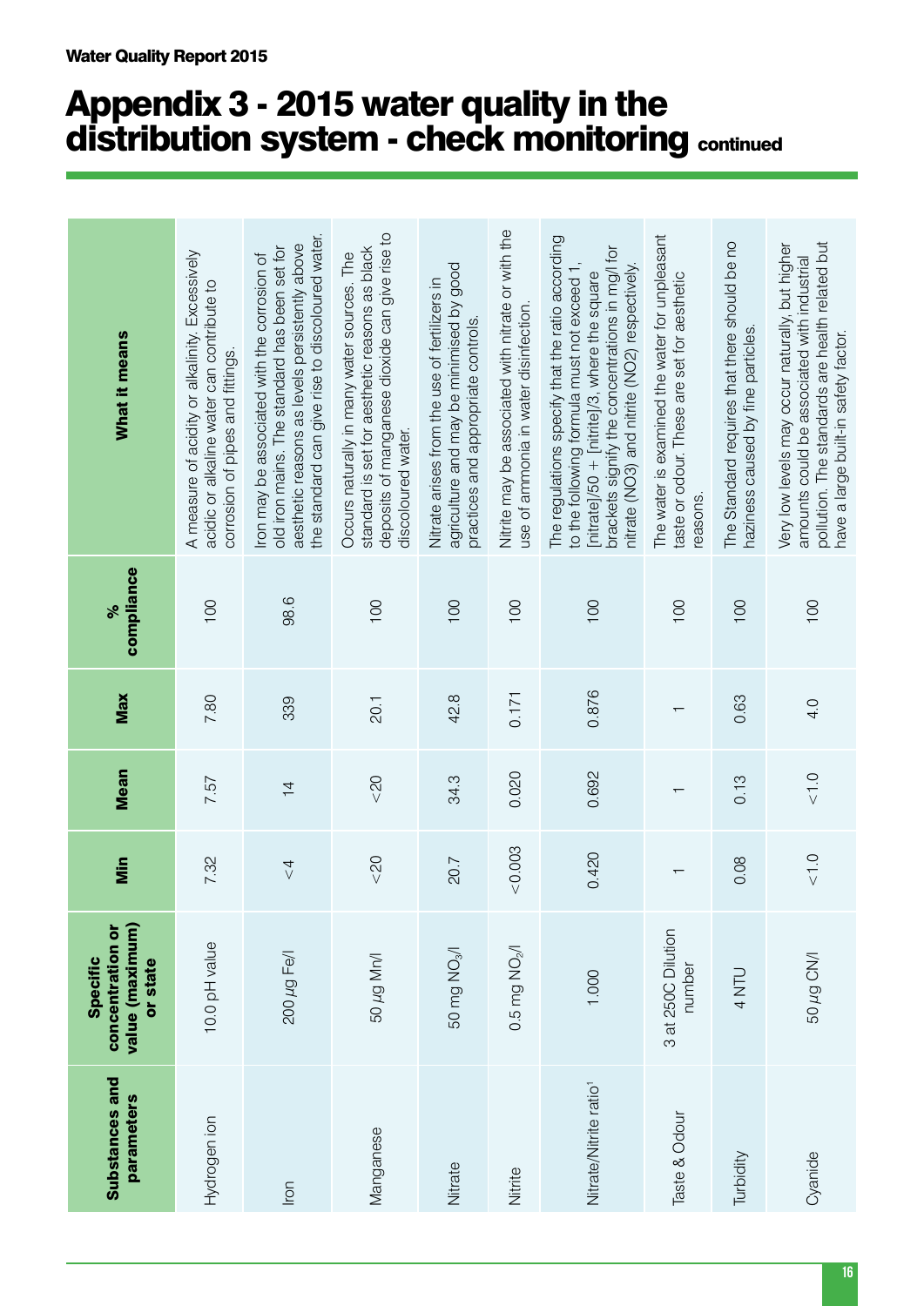# Appendix 3 - 2015 water quality in the distribution system - check monitoring continued

| Substances and parameters | Specific concentration or value (maximum) or state | Min | Mean | Max | % compliance | What it means |
|---|---|---|---|---|---|---|
| Hydrogen ion | 10.0 pH value | 7.32 | 7.57 | 7.80 | 100 | A measure of acidity or alkalinity. Excessively acidic or alkaline water can contribute to corrosion of pipes and fittings. |
| Iron | 200 µg Fe/l | <4 | 14 | 339 | 98.6 | Iron may be associated with the corrosion of old iron mains. The standard has been set for aesthetic reasons as levels persistently above the standard can give rise to discoloured water. |
| Manganese | 50 µg Mn/l | <20 | <20 | 20.1 | 100 | Occurs naturally in many water sources. The standard is set for aesthetic reasons as black deposits of manganese dioxide can give rise to discoloured water. |
| Nitrate | 50 mg $NO_3$/l | 20.7 | 34.3 | 42.8 | 100 | Nitrate arises from the use of fertilizers in agriculture and may be minimised by good practices and appropriate controls. |
| Nitrite | 0.5 mg $NO_2$/l | <0.003 | 0.020 | 0.171 | 100 | Nitrite may be associated with nitrate or with the use of ammonia in water disinfection. |
| Nitrate/Nitrite ratio[1] | 1.000 | 0.420 | 0.692 | 0.876 | 100 | The regulations specify that the ratio according to the following formula must not exceed 1, [nitrate]/50 + [nitrite]/3, where the square brackets signify the concentrations in mg/l for nitrate (NO3) and nitrite (NO2) respectively. |
| Taste & Odour | 3 at 250C Dilution number | 1 | 1 | 1 | 100 | The water is examined the water for unpleasant taste or odour. These are set for aesthetic reasons. |
| Turbidity | 4 NTU | 0.08 | 0.13 | 0.63 | 100 | The Standard requires that there should be no haziness caused by fine particles. |
| Cyanide | 50 µg CN/l | <1.0 | <1.0 | 4.0 | 100 | Very low levels may occur naturally, but higher amounts could be associated with industrial pollution. The standards are health related but have a large built-in safety factor. |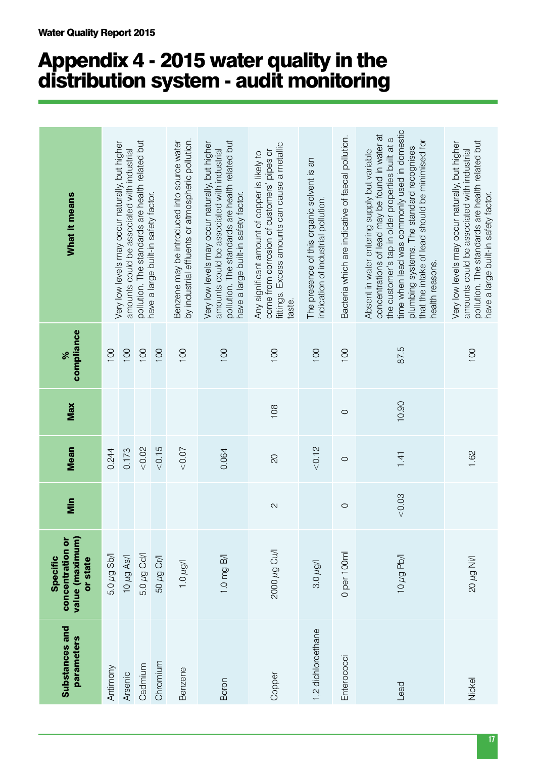# Appendix 4 - 2015 water quality in the distribution system - audit monitoring

| Substances and parameters | Specific concentration or value (maximum) or state | Min | Mean | Max | % compliance | What it means |
|---|---|---|---|---|---|---|
| Antimony | 5.0 µg Sb/l | | 0.244 | | 100 | Very low levels may occur naturally, but higher amounts could be associated with industrial pollution. The standards are health related but have a large built-in safety factor. |
| Arsenic | 10 µg As/l | | 0.173 | | 100 | |
| Cadmium | 5.0 µg Cd/l | | <0.02 | | 100 | |
| Chromium | 50 µg Cr/l | | <0.15 | | 100 | |
| Benzene | 1.0 µg/l | | <0.07 | | 100 | Benzene may be introduced into source water by industrial effluents or atmospheric pollution. |
| Boron | 1.0 mg B/l | | 0.064 | | 100 | Very low levels may occur naturally, but higher amounts could be associated with industrial pollution. The standards are health related but have a large built-in safety factor. |
| Copper | 2000 µg Cu/l | 2 | 20 | 108 | 100 | Any significant amount of copper is likely to come from corrosion of customers' pipes or fittings. Excess amounts can cause a metallic taste. |
| 1,2 dichloroethane | 3.0 µg/l | | <0.12 | | 100 | The presence of this organic solvent is an indication of industrial pollution. |
| Enterococci | 0 per 100ml | 0 | 0 | 0 | 100 | Bacteria which are indicative of faecal pollution. |
| Lead | 10 µg Pb/l | <0.03 | 1.41 | 10.90 | 87.5 | Absent in water entering supply but variable concentrations of lead may be found in water at the customer's tap in older properties built at a time when lead was commonly used in domestic plumbing systems. The standard recognises that the intake of lead should be minimised for health reasons. |
| Nickel | 20 µg Ni/l | | 1.62 | | 100 | Very low levels may occur naturally, but higher amounts could be associated with industrial pollution. The standards are health related but have a large built-in safety factor. |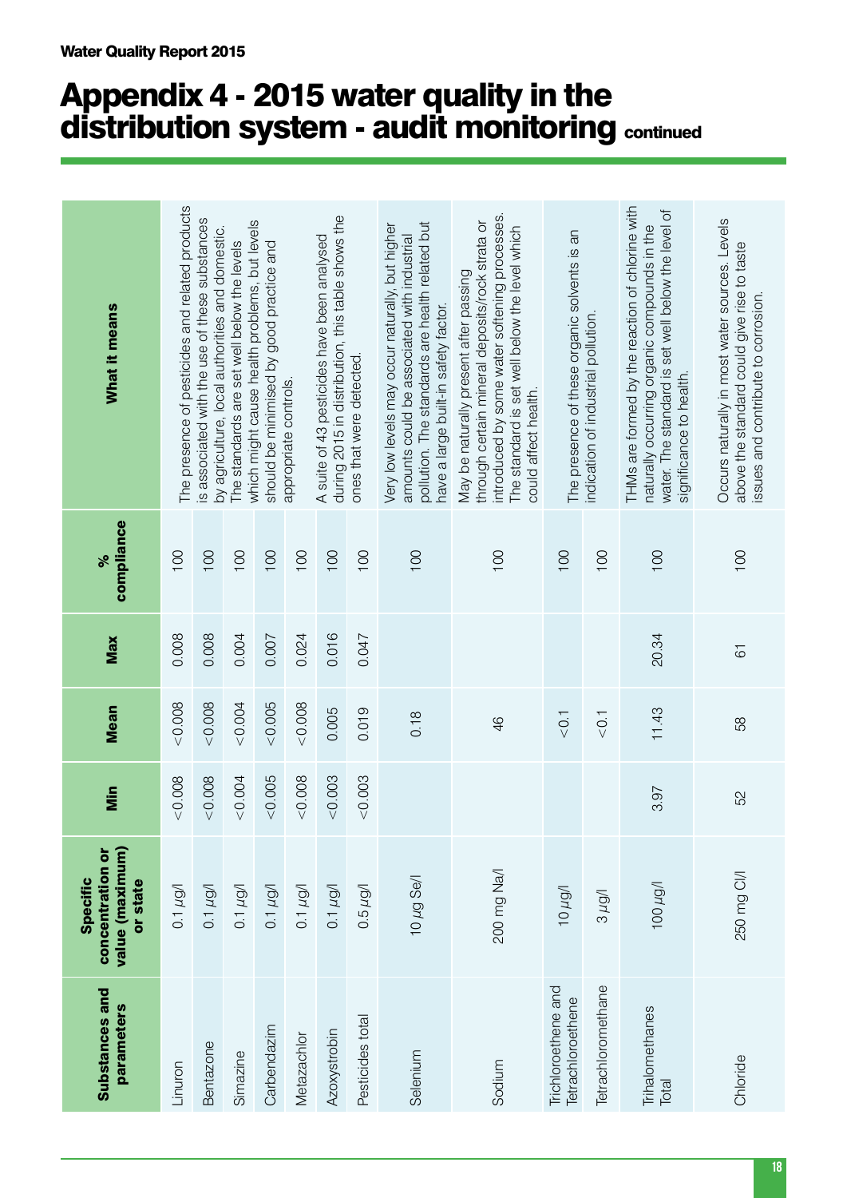Water Quality Report 2015

# Appendix 4 - 2015 water quality in the distribution system - audit monitoring continued

| Substances and parameters | Specific concentration or value (maximum) or state | Min | Mean | Max | % compliance | What it means |
|---|---|---|---|---|---|---|
| Linuron | 0.1 µg/l | <0.008 | <0.008 | 0.008 | 100 | The presence of pesticides and related products is associated with the use of these substances by agriculture, local authorities and domestic. The standards are set well below the levels which might cause health problems, but levels should be minimised by good practice and appropriate controls. A suite of 43 pesticides have been analysed during 2015 in distribution, this table shows the ones that were detected. |
| Bentazone | 0.1 µg/l | <0.008 | <0.008 | 0.008 | 100 | |
| Simazine | 0.1 µg/l | <0.004 | <0.004 | 0.004 | 100 | |
| Carbendazim | 0.1 µg/l | <0.005 | <0.005 | 0.007 | 100 | |
| Metazachlor | 0.1 µg/l | <0.008 | <0.008 | 0.024 | 100 | |
| Azoxystrobin | 0.1 µg/l | <0.003 | 0.005 | 0.016 | 100 | |
| Pesticides total | 0.5 µg/l | <0.003 | 0.019 | 0.047 | 100 | |
| Selenium | 10 µg Se/l | | 0.18 | | 100 | Very low levels may occur naturally, but higher amounts could be associated with industrial pollution. The standards are health related but have a large built-in safety factor. |
| Sodium | 200 mg Na/l | | 46 | | 100 | May be naturally present after passing through certain mineral deposits/rock strata or introduced by some water softening processes. The standard is set well below the level which could affect health. |
| Trichloroethene and Tetrachloroethene | 10 µg/l | | <0.1 | | 100 | The presence of these organic solvents is an indication of industrial pollution. |
| Tetrachloromethane | 3 µg/l | | <0.1 | | 100 | |
| Trihalomethanes Total | 100 µg/l | 3.97 | 11.43 | 20.34 | 100 | THMs are formed by the reaction of chlorine with naturally occurring organic compounds in the water. The standard is set well below the level of significance to health. |
| Chloride | 250 mg Cl/l | 52 | 58 | 61 | 100 | Occurs naturally in most water sources. Levels above the standard could give rise to taste issues and contribute to corrosion. |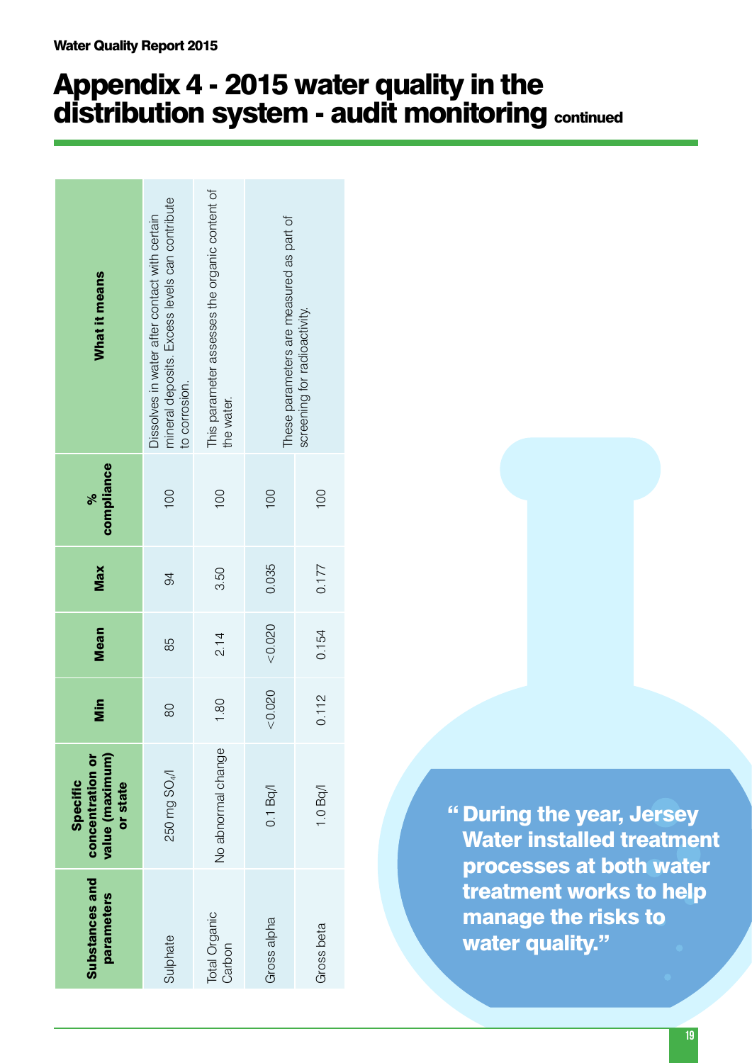# Appendix 4 - 2015 water quality in the distribution system - audit monitoring continued

| Substances and parameters | Specific concentration or value (maximum) or state | Min | Mean | Max | % compliance | What it means |
|---|---|---|---|---|---|---|
| Sulphate | 250 mg $SO_4$/l | 80 | 85 | 94 | 100 | Dissolves in water after contact with certain mineral deposits. Excess levels can contribute to corrosion. |
| Total Organic Carbon | No abnormal change | 1.80 | 2.14 | 3.50 | 100 | This parameter assesses the organic content of the water. |
| Gross alpha | 0.1 Bq/l | <0.020 | <0.020 | 0.035 | 100 | These parameters are measured as part of screening for radioactivity. |
| Gross beta | 1.0 Bq/l | 0.112 | 0.154 | 0.177 | 100 | |

**"During the year, Jersey Water installed treatment processes at both water treatment works to help manage the risks to water quality."**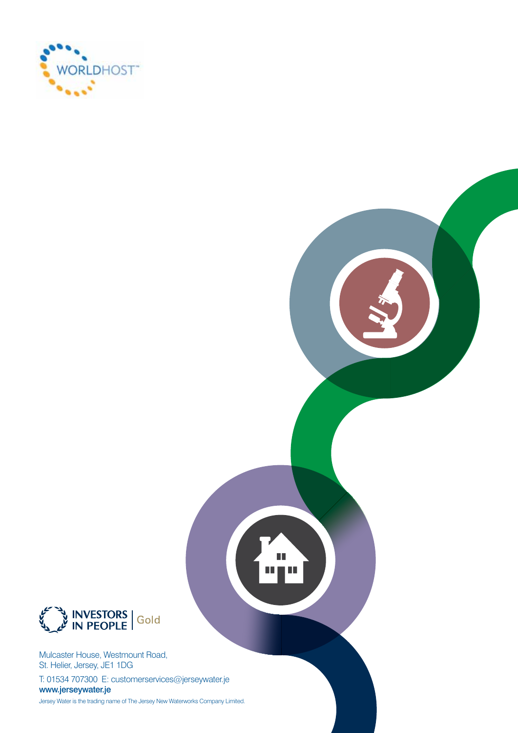WORLDHOST™

INVESTORS IN PEOPLE | Gold

Mulcaster House, Westmount Road,
St. Helier, Jersey, JE1 1DG

T: 01534 707300 E: customerservices@jerseywater.je
**www.jerseywater.je**

Jersey Water is the trading name of The Jersey New Waterworks Company Limited.